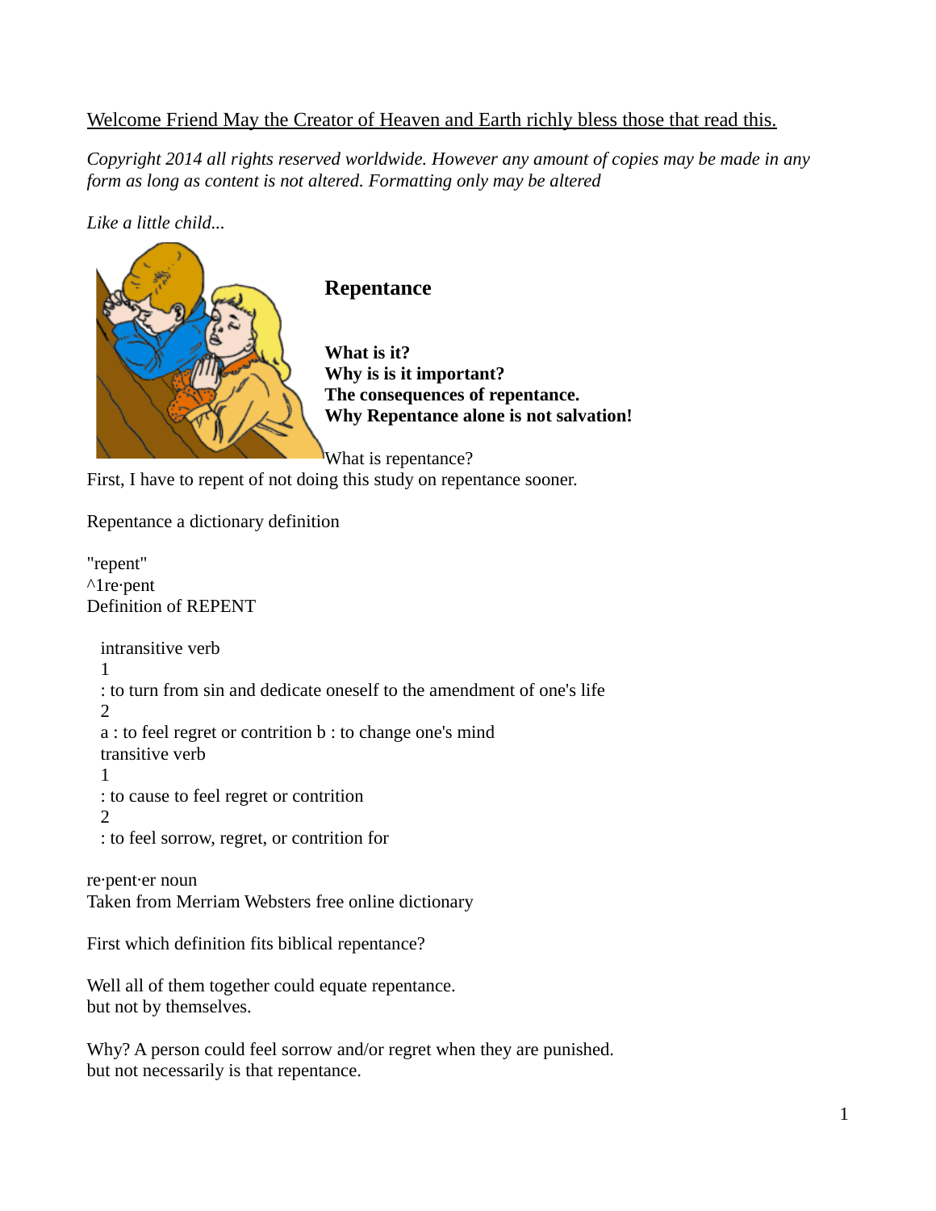Welcome Friend May the Creator of Heaven and Earth richly bless those that read this.

*Copyright 2014 all rights reserved worldwide. However any amount of copies may be made in any form as long as content is not altered. Formatting only may be altered*

*Like a little child...*

## Repentance

**What is it?**
**Why is is it important?**
**The consequences of repentance.**
**Why Repentance alone is not salvation!**

What is repentance?
First, I have to repent of not doing this study on repentance sooner.

Repentance a dictionary definition

"repent"
^1re·pent
Definition of REPENT

intransitive verb
1
: to turn from sin and dedicate oneself to the amendment of one's life
2
a : to feel regret or contrition b : to change one's mind
transitive verb
1
: to cause to feel regret or contrition
2
: to feel sorrow, regret, or contrition for

re·pent·er noun
Taken from Merriam Websters free online dictionary

First which definition fits biblical repentance?

Well all of them together could equate repentance.
but not by themselves.

Why? A person could feel sorrow and/or regret when they are punished.
but not necessarily is that repentance.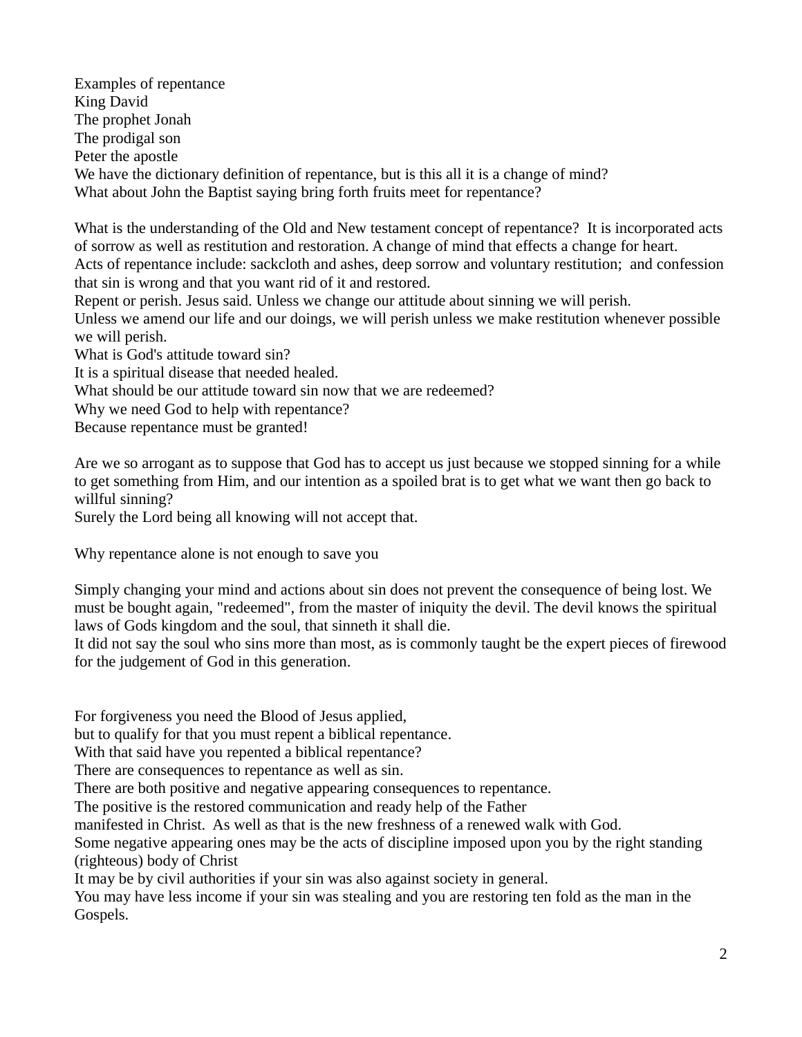Examples of repentance
King David
The prophet Jonah
The prodigal son
Peter the apostle
We have the dictionary definition of repentance, but is this all it is a change of mind?
What about John the Baptist saying bring forth fruits meet for repentance?

What is the understanding of the Old and New testament concept of repentance? It is incorporated acts of sorrow as well as restitution and restoration. A change of mind that effects a change for heart.
Acts of repentance include: sackcloth and ashes, deep sorrow and voluntary restitution; and confession that sin is wrong and that you want rid of it and restored.
Repent or perish. Jesus said. Unless we change our attitude about sinning we will perish.
Unless we amend our life and our doings, we will perish unless we make restitution whenever possible we will perish.
What is God's attitude toward sin?
It is a spiritual disease that needed healed.
What should be our attitude toward sin now that we are redeemed?
Why we need God to help with repentance?
Because repentance must be granted!

Are we so arrogant as to suppose that God has to accept us just because we stopped sinning for a while to get something from Him, and our intention as a spoiled brat is to get what we want then go back to willful sinning?
Surely the Lord being all knowing will not accept that.

Why repentance alone is not enough to save you

Simply changing your mind and actions about sin does not prevent the consequence of being lost. We must be bought again, "redeemed", from the master of iniquity the devil. The devil knows the spiritual laws of Gods kingdom and the soul, that sinneth it shall die.
It did not say the soul who sins more than most, as is commonly taught be the expert pieces of firewood for the judgement of God in this generation.

For forgiveness you need the Blood of Jesus applied,
but to qualify for that you must repent a biblical repentance.
With that said have you repented a biblical repentance?
There are consequences to repentance as well as sin.
There are both positive and negative appearing consequences to repentance.
The positive is the restored communication and ready help of the Father
manifested in Christ. As well as that is the new freshness of a renewed walk with God.
Some negative appearing ones may be the acts of discipline imposed upon you by the right standing (righteous) body of Christ
It may be by civil authorities if your sin was also against society in general.
You may have less income if your sin was stealing and you are restoring ten fold as the man in the Gospels.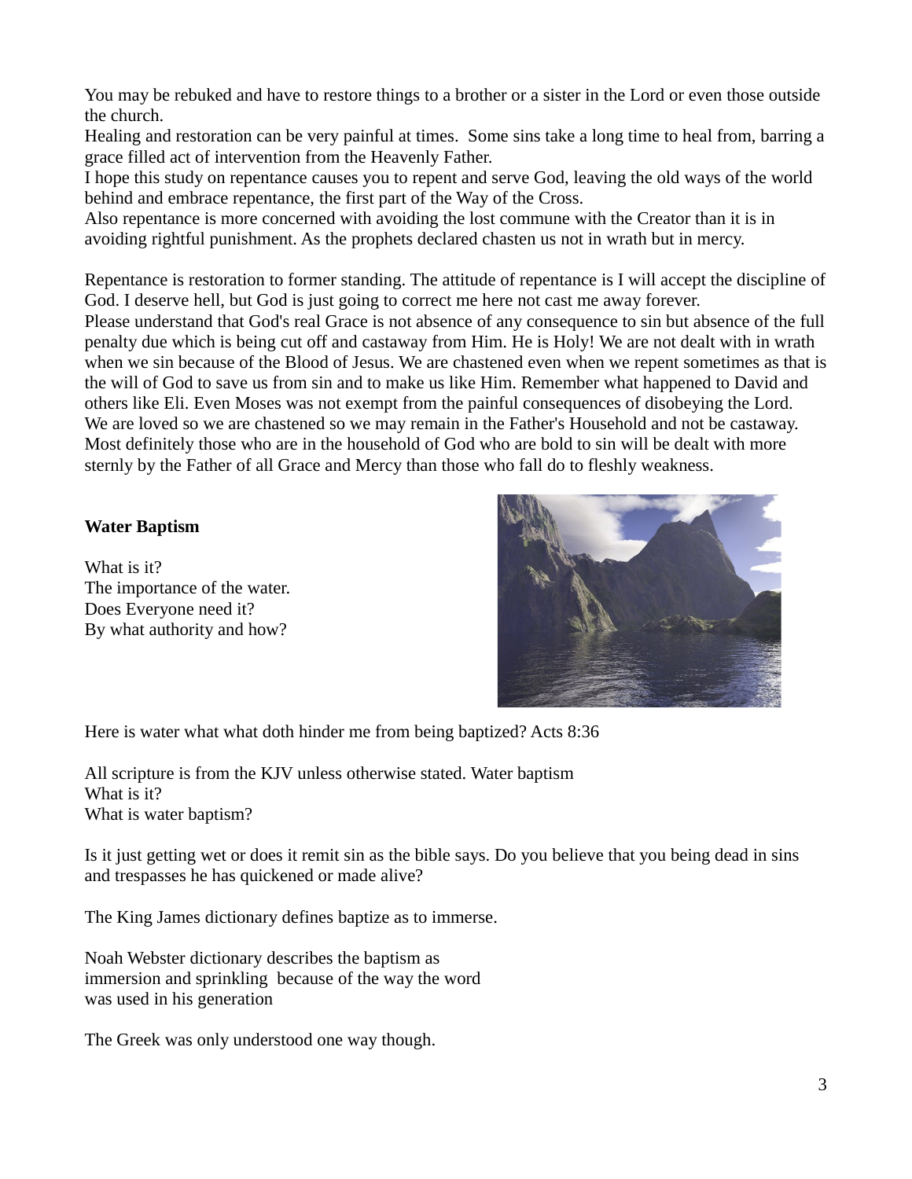You may be rebuked and have to restore things to a brother or a sister in the Lord or even those outside the church.
Healing and restoration can be very painful at times.  Some sins take a long time to heal from, barring a grace filled act of intervention from the Heavenly Father.
I hope this study on repentance causes you to repent and serve God, leaving the old ways of the world behind and embrace repentance, the first part of the Way of the Cross.
Also repentance is more concerned with avoiding the lost commune with the Creator than it is in avoiding rightful punishment. As the prophets declared chasten us not in wrath but in mercy.

Repentance is restoration to former standing. The attitude of repentance is I will accept the discipline of God. I deserve hell, but God is just going to correct me here not cast me away forever.
Please understand that God's real Grace is not absence of any consequence to sin but absence of the full penalty due which is being cut off and castaway from Him. He is Holy! We are not dealt with in wrath when we sin because of the Blood of Jesus. We are chastened even when we repent sometimes as that is the will of God to save us from sin and to make us like Him. Remember what happened to David and others like Eli. Even Moses was not exempt from the painful consequences of disobeying the Lord.
We are loved so we are chastened so we may remain in the Father's Household and not be castaway.
Most definitely those who are in the household of God who are bold to sin will be dealt with more sternly by the Father of all Grace and Mercy than those who fall do to fleshly weakness.

**Water Baptism**

What is it?
The importance of the water.
Does Everyone need it?
By what authority and how?

Here is water what what doth hinder me from being baptized? Acts 8:36

All scripture is from the KJV unless otherwise stated. Water baptism
What is it?
What is water baptism?

Is it just getting wet or does it remit sin as the bible says. Do you believe that you being dead in sins and trespasses he has quickened or made alive?

The King James dictionary defines baptize as to immerse.

Noah Webster dictionary describes the baptism as immersion and sprinkling  because of the way the word was used in his generation

The Greek was only understood one way though.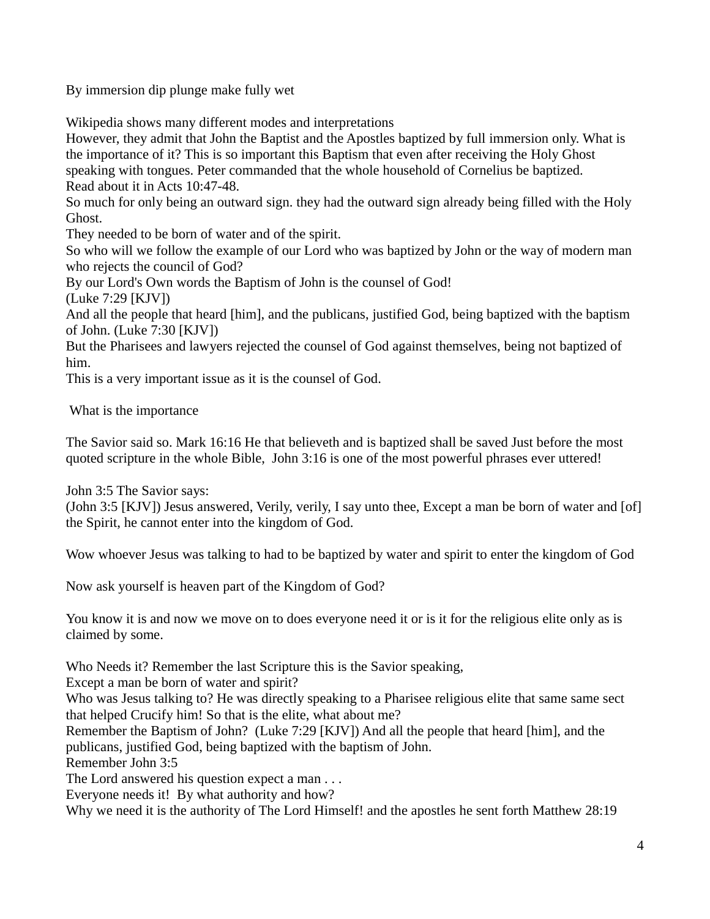By immersion dip plunge make fully wet

Wikipedia shows many different modes and interpretations
However, they admit that John the Baptist and the Apostles baptized by full immersion only. What is the importance of it? This is so important this Baptism that even after receiving the Holy Ghost speaking with tongues. Peter commanded that the whole household of Cornelius be baptized.
Read about it in Acts 10:47-48.
So much for only being an outward sign. they had the outward sign already being filled with the Holy Ghost.
They needed to be born of water and of the spirit.
So who will we follow the example of our Lord who was baptized by John or the way of modern man who rejects the council of God?
By our Lord's Own words the Baptism of John is the counsel of God!
(Luke 7:29 [KJV])
And all the people that heard [him], and the publicans, justified God, being baptized with the baptism of John. (Luke 7:30 [KJV])
But the Pharisees and lawyers rejected the counsel of God against themselves, being not baptized of him.
This is a very important issue as it is the counsel of God.

What is the importance

The Savior said so. Mark 16:16 He that believeth and is baptized shall be saved Just before the most quoted scripture in the whole Bible, John 3:16 is one of the most powerful phrases ever uttered!

John 3:5 The Savior says:
(John 3:5 [KJV]) Jesus answered, Verily, verily, I say unto thee, Except a man be born of water and [of] the Spirit, he cannot enter into the kingdom of God.

Wow whoever Jesus was talking to had to be baptized by water and spirit to enter the kingdom of God

Now ask yourself is heaven part of the Kingdom of God?

You know it is and now we move on to does everyone need it or is it for the religious elite only as is claimed by some.

Who Needs it? Remember the last Scripture this is the Savior speaking,
Except a man be born of water and spirit?
Who was Jesus talking to? He was directly speaking to a Pharisee religious elite that same same sect that helped Crucify him! So that is the elite, what about me?
Remember the Baptism of John? (Luke 7:29 [KJV]) And all the people that heard [him], and the publicans, justified God, being baptized with the baptism of John.
Remember John 3:5
The Lord answered his question expect a man . . .
Everyone needs it! By what authority and how?
Why we need it is the authority of The Lord Himself! and the apostles he sent forth Matthew 28:19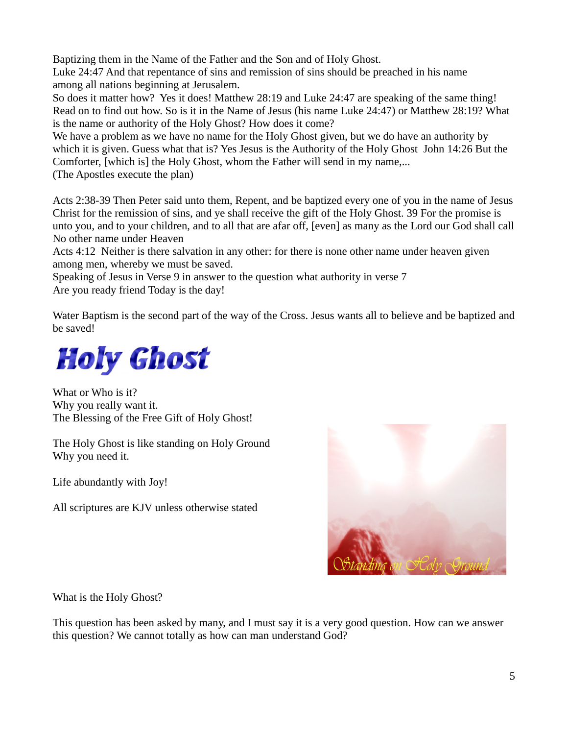Baptizing them in the Name of the Father and the Son and of Holy Ghost.
Luke 24:47 And that repentance of sins and remission of sins should be preached in his name among all nations beginning at Jerusalem.
So does it matter how? Yes it does! Matthew 28:19 and Luke 24:47 are speaking of the same thing! Read on to find out how. So is it in the Name of Jesus (his name Luke 24:47) or Matthew 28:19? What is the name or authority of the Holy Ghost? How does it come?
We have a problem as we have no name for the Holy Ghost given, but we do have an authority by which it is given. Guess what that is? Yes Jesus is the Authority of the Holy Ghost John 14:26 But the Comforter, [which is] the Holy Ghost, whom the Father will send in my name,...
(The Apostles execute the plan)

Acts 2:38-39 Then Peter said unto them, Repent, and be baptized every one of you in the name of Jesus Christ for the remission of sins, and ye shall receive the gift of the Holy Ghost. 39 For the promise is unto you, and to your children, and to all that are afar off, [even] as many as the Lord our God shall call
No other name under Heaven
Acts 4:12 Neither is there salvation in any other: for there is none other name under heaven given among men, whereby we must be saved.
Speaking of Jesus in Verse 9 in answer to the question what authority in verse 7
Are you ready friend Today is the day!

Water Baptism is the second part of the way of the Cross. Jesus wants all to believe and be baptized and be saved!

# Holy Ghost

What or Who is it?
Why you really want it.
The Blessing of the Free Gift of Holy Ghost!

The Holy Ghost is like standing on Holy Ground
Why you need it.

Life abundantly with Joy!

All scriptures are KJV unless otherwise stated

Standing on Holy Ground

What is the Holy Ghost?

This question has been asked by many, and I must say it is a very good question. How can we answer this question? We cannot totally as how can man understand God?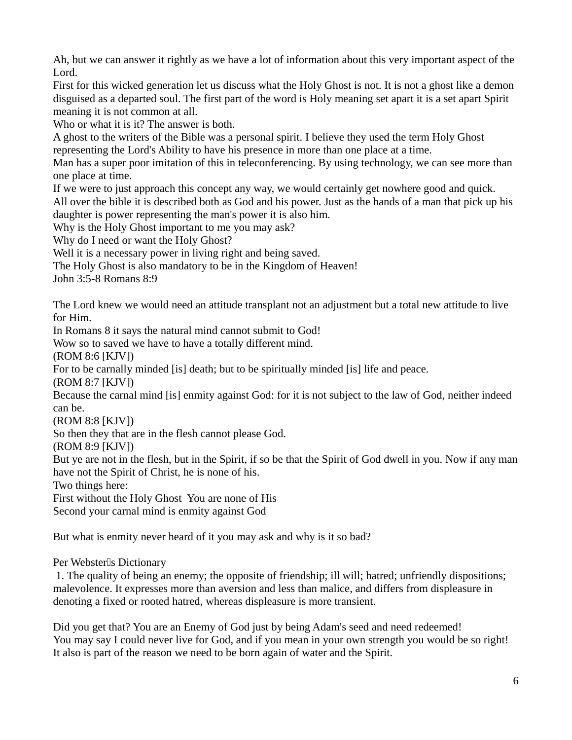Ah, but we can answer it rightly as we have a lot of information about this very important aspect of the Lord.

First for this wicked generation let us discuss what the Holy Ghost is not. It is not a ghost like a demon disguised as a departed soul. The first part of the word is Holy meaning set apart it is a set apart Spirit meaning it is not common at all.

Who or what it is it? The answer is both.

A ghost to the writers of the Bible was a personal spirit. I believe they used the term Holy Ghost representing the Lord's Ability to have his presence in more than one place at a time.

Man has a super poor imitation of this in teleconferencing. By using technology, we can see more than one place at time.

If we were to just approach this concept any way, we would certainly get nowhere good and quick.

All over the bible it is described both as God and his power. Just as the hands of a man that pick up his daughter is power representing the man's power it is also him.

Why is the Holy Ghost important to me you may ask?

Why do I need or want the Holy Ghost?

Well it is a necessary power in living right and being saved.

The Holy Ghost is also mandatory to be in the Kingdom of Heaven!

John 3:5-8 Romans 8:9

The Lord knew we would need an attitude transplant not an adjustment but a total new attitude to live for Him.

In Romans 8 it says the natural mind cannot submit to God!

Wow so to saved we have to have a totally different mind.

(ROM 8:6 [KJV])

For to be carnally minded [is] death; but to be spiritually minded [is] life and peace.

(ROM 8:7 [KJV])

Because the carnal mind [is] enmity against God: for it is not subject to the law of God, neither indeed can be.

(ROM 8:8 [KJV])

So then they that are in the flesh cannot please God.

(ROM 8:9 [KJV])

But ye are not in the flesh, but in the Spirit, if so be that the Spirit of God dwell in you. Now if any man have not the Spirit of Christ, he is none of his.

Two things here:

First without the Holy Ghost You are none of His

Second your carnal mind is enmity against God

But what is enmity never heard of it you may ask and why is it so bad?

Per Webster's Dictionary

1. The quality of being an enemy; the opposite of friendship; ill will; hatred; unfriendly dispositions; malevolence. It expresses more than aversion and less than malice, and differs from displeasure in denoting a fixed or rooted hatred, whereas displeasure is more transient.

Did you get that? You are an Enemy of God just by being Adam's seed and need redeemed!

You may say I could never live for God, and if you mean in your own strength you would be so right!

It also is part of the reason we need to be born again of water and the Spirit.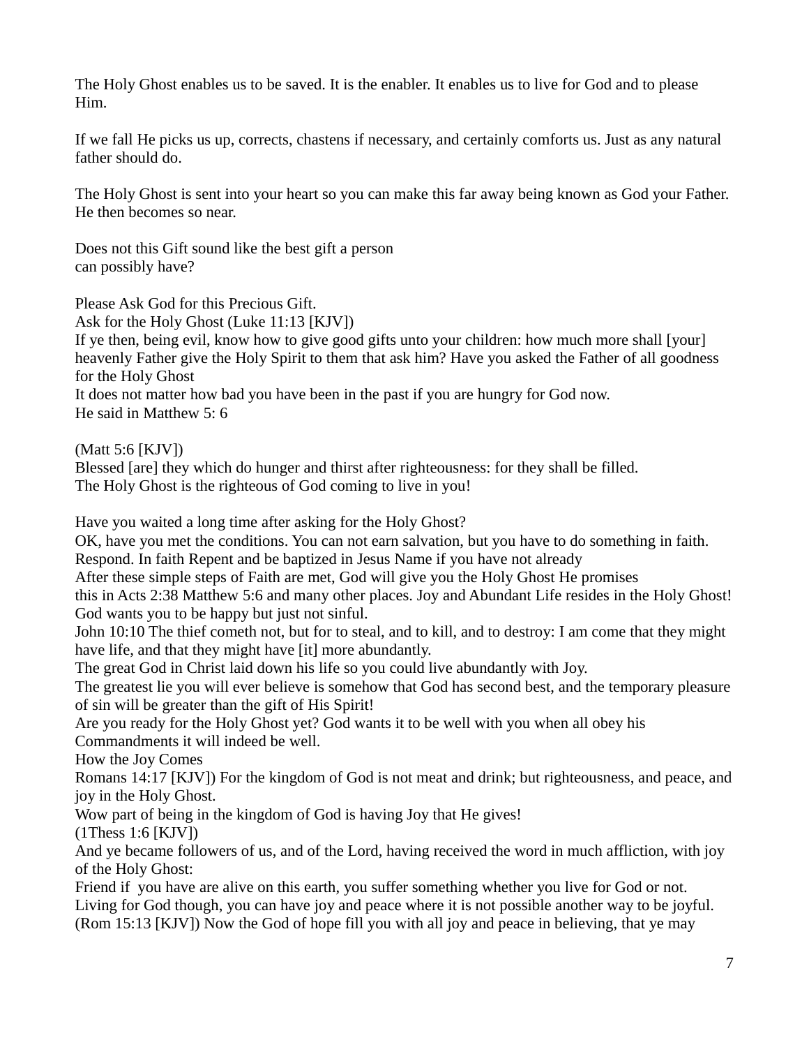The Holy Ghost enables us to be saved. It is the enabler. It enables us to live for God and to please Him.

If we fall He picks us up, corrects, chastens if necessary, and certainly comforts us. Just as any natural father should do.

The Holy Ghost is sent into your heart so you can make this far away being known as God your Father. He then becomes so near.

Does not this Gift sound like the best gift a person can possibly have?

Please Ask God for this Precious Gift.
Ask for the Holy Ghost (Luke 11:13 [KJV])
If ye then, being evil, know how to give good gifts unto your children: how much more shall [your] heavenly Father give the Holy Spirit to them that ask him? Have you asked the Father of all goodness for the Holy Ghost
It does not matter how bad you have been in the past if you are hungry for God now.
He said in Matthew 5: 6

(Matt 5:6 [KJV])
Blessed [are] they which do hunger and thirst after righteousness: for they shall be filled.
The Holy Ghost is the righteous of God coming to live in you!

Have you waited a long time after asking for the Holy Ghost?
OK, have you met the conditions. You can not earn salvation, but you have to do something in faith.
Respond. In faith Repent and be baptized in Jesus Name if you have not already
After these simple steps of Faith are met, God will give you the Holy Ghost He promises this in Acts 2:38 Matthew 5:6 and many other places. Joy and Abundant Life resides in the Holy Ghost!
God wants you to be happy but just not sinful.
John 10:10 The thief cometh not, but for to steal, and to kill, and to destroy: I am come that they might have life, and that they might have [it] more abundantly.
The great God in Christ laid down his life so you could live abundantly with Joy.
The greatest lie you will ever believe is somehow that God has second best, and the temporary pleasure of sin will be greater than the gift of His Spirit!
Are you ready for the Holy Ghost yet? God wants it to be well with you when all obey his Commandments it will indeed be well.
How the Joy Comes
Romans 14:17 [KJV]) For the kingdom of God is not meat and drink; but righteousness, and peace, and joy in the Holy Ghost.
Wow part of being in the kingdom of God is having Joy that He gives!
(1Thess 1:6 [KJV])
And ye became followers of us, and of the Lord, having received the word in much affliction, with joy of the Holy Ghost:
Friend if you have are alive on this earth, you suffer something whether you live for God or not.
Living for God though, you can have joy and peace where it is not possible another way to be joyful.
(Rom 15:13 [KJV]) Now the God of hope fill you with all joy and peace in believing, that ye may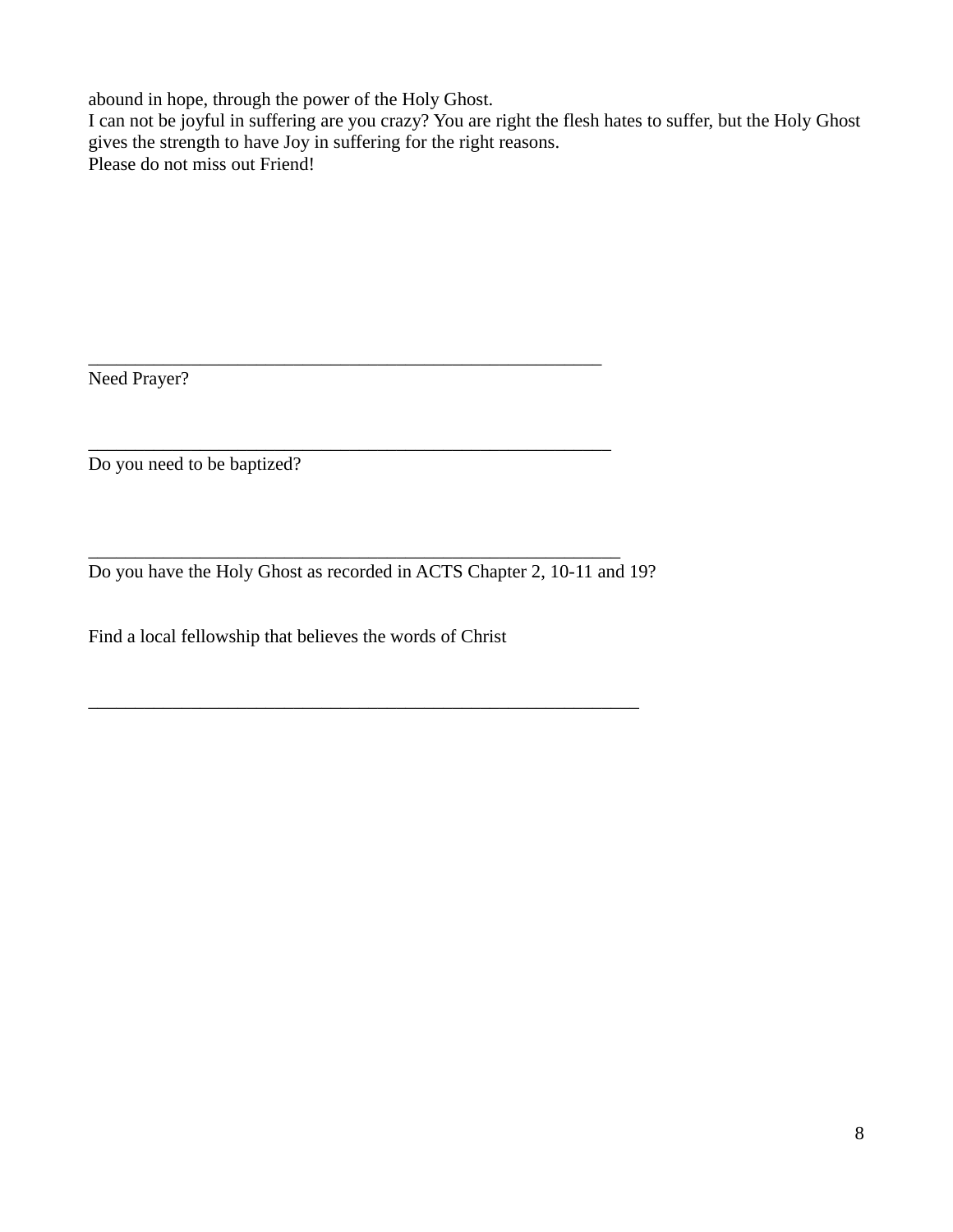abound in hope, through the power of the Holy Ghost.
I can not be joyful in suffering are you crazy? You are right the flesh hates to suffer, but the Holy Ghost gives the strength to have Joy in suffering for the right reasons.
Please do not miss out Friend!

_______________________________________________________
Need Prayer?

________________________________________________________
Do you need to be baptized?

_________________________________________________________
Do you have the Holy Ghost as recorded in ACTS Chapter 2, 10-11 and 19?

Find a local fellowship that believes the words of Christ

___________________________________________________________